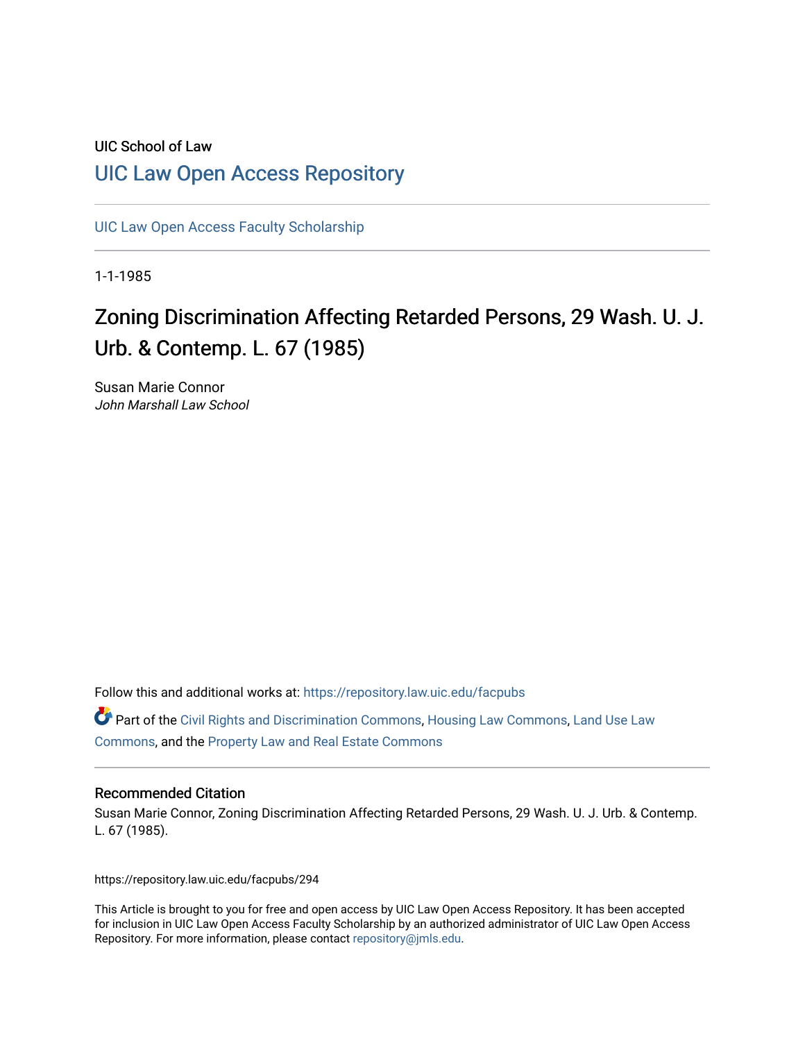UIC School of Law

# UIC Law Open Access Repository

UIC Law Open Access Faculty Scholarship

1-1-1985

# Zoning Discrimination Affecting Retarded Persons, 29 Wash. U. J. Urb. & Contemp. L. 67 (1985)

Susan Marie Connor
*John Marshall Law School*

Follow this and additional works at: https://repository.law.uic.edu/facpubs

Part of the Civil Rights and Discrimination Commons, Housing Law Commons, Land Use Law Commons, and the Property Law and Real Estate Commons

### Recommended Citation

Susan Marie Connor, Zoning Discrimination Affecting Retarded Persons, 29 Wash. U. J. Urb. & Contemp. L. 67 (1985).

https://repository.law.uic.edu/facpubs/294

This Article is brought to you for free and open access by UIC Law Open Access Repository. It has been accepted for inclusion in UIC Law Open Access Faculty Scholarship by an authorized administrator of UIC Law Open Access Repository. For more information, please contact repository@jmls.edu.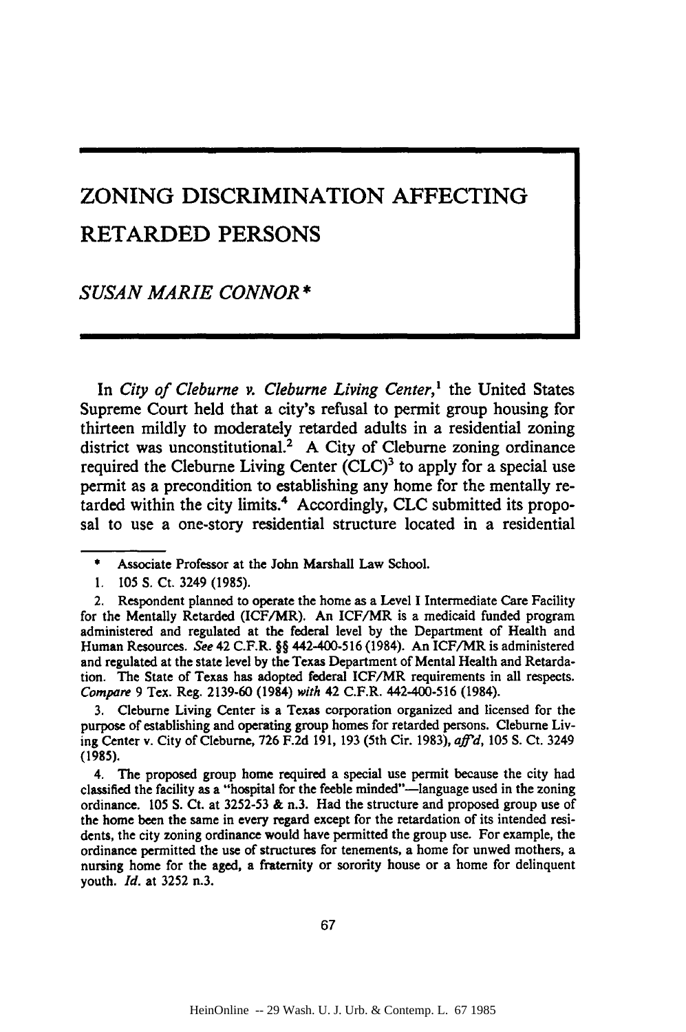# ZONING DISCRIMINATION AFFECTING RETARDED PERSONS

*SUSAN MARIE CONNOR\**

In *City of Cleburne v. Cleburne Living Center*,[1] the United States Supreme Court held that a city's refusal to permit group housing for thirteen mildly to moderately retarded adults in a residential zoning district was unconstitutional.[2] A City of Cleburne zoning ordinance required the Cleburne Living Center (CLC)[3] to apply for a special use permit as a precondition to establishing any home for the mentally retarded within the city limits.[4] Accordingly, CLC submitted its proposal to use a one-story residential structure located in a residential

---

\* Associate Professor at the John Marshall Law School.

1. 105 S. Ct. 3249 (1985).

2. Respondent planned to operate the home as a Level I Intermediate Care Facility for the Mentally Retarded (ICF/MR). An ICF/MR is a medicaid funded program administered and regulated at the federal level by the Department of Health and Human Resources. *See* 42 C.F.R. §§ 442-400-516 (1984). An ICF/MR is administered and regulated at the state level by the Texas Department of Mental Health and Retardation. The State of Texas has adopted federal ICF/MR requirements in all respects. *Compare* 9 Tex. Reg. 2139-60 (1984) *with* 42 C.F.R. 442-400-516 (1984).

3. Cleburne Living Center is a Texas corporation organized and licensed for the purpose of establishing and operating group homes for retarded persons. Cleburne Living Center v. City of Cleburne, 726 F.2d 191, 193 (5th Cir. 1983), *aff'd*, 105 S. Ct. 3249 (1985).

4. The proposed group home required a special use permit because the city had classified the facility as a "hospital for the feeble minded"—language used in the zoning ordinance. 105 S. Ct. at 3252-53 & n.3. Had the structure and proposed group use of the home been the same in every regard except for the retardation of its intended residents, the city zoning ordinance would have permitted the group use. For example, the ordinance permitted the use of structures for tenements, a home for unwed mothers, a nursing home for the aged, a fraternity or sorority house or a home for delinquent youth. *Id.* at 3252 n.3.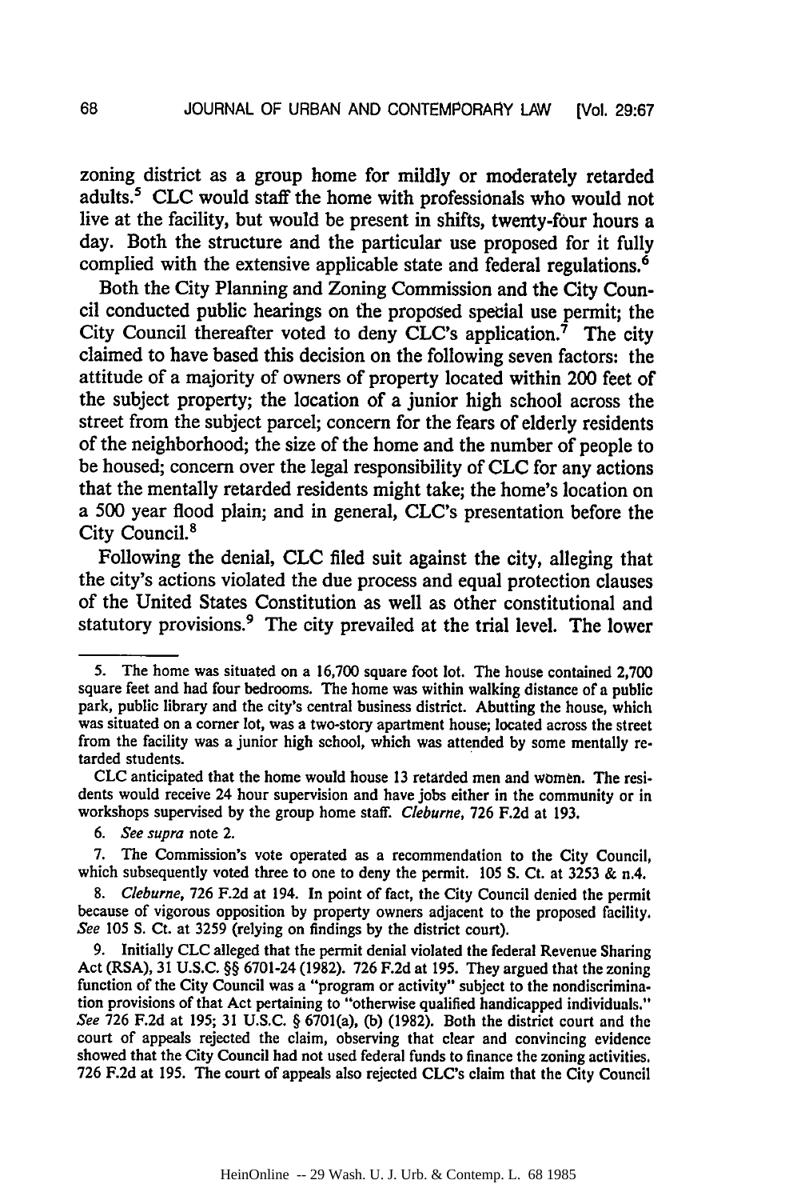zoning district as a group home for mildly or moderately retarded adults.[5] CLC would staff the home with professionals who would not live at the facility, but would be present in shifts, twenty-four hours a day. Both the structure and the particular use proposed for it fully complied with the extensive applicable state and federal regulations.[6]

Both the City Planning and Zoning Commission and the City Council conducted public hearings on the proposed special use permit; the City Council thereafter voted to deny CLC's application.[7] The city claimed to have based this decision on the following seven factors: the attitude of a majority of owners of property located within 200 feet of the subject property; the location of a junior high school across the street from the subject parcel; concern for the fears of elderly residents of the neighborhood; the size of the home and the number of people to be housed; concern over the legal responsibility of CLC for any actions that the mentally retarded residents might take; the home's location on a 500 year flood plain; and in general, CLC's presentation before the City Council.[8]

Following the denial, CLC filed suit against the city, alleging that the city's actions violated the due process and equal protection clauses of the United States Constitution as well as other constitutional and statutory provisions.[9] The city prevailed at the trial level. The lower

---

5. The home was situated on a 16,700 square foot lot. The house contained 2,700 square feet and had four bedrooms. The home was within walking distance of a public park, public library and the city's central business district. Abutting the house, which was situated on a corner lot, was a two-story apartment house; located across the street from the facility was a junior high school, which was attended by some mentally retarded students.

CLC anticipated that the home would house 13 retarded men and women. The residents would receive 24 hour supervision and have jobs either in the community or in workshops supervised by the group home staff. *Cleburne*, 726 F.2d at 193.

6. *See supra* note 2.

7. The Commission's vote operated as a recommendation to the City Council, which subsequently voted three to one to deny the permit. 105 S. Ct. at 3253 & n.4.

8. *Cleburne*, 726 F.2d at 194. In point of fact, the City Council denied the permit because of vigorous opposition by property owners adjacent to the proposed facility. *See* 105 S. Ct. at 3259 (relying on findings by the district court).

9. Initially CLC alleged that the permit denial violated the federal Revenue Sharing Act (RSA), 31 U.S.C. §§ 6701-24 (1982). 726 F.2d at 195. They argued that the zoning function of the City Council was a "program or activity" subject to the nondiscrimination provisions of that Act pertaining to "otherwise qualified handicapped individuals." *See* 726 F.2d at 195; 31 U.S.C. § 6701(a), (b) (1982). Both the district court and the court of appeals rejected the claim, observing that clear and convincing evidence showed that the City Council had not used federal funds to finance the zoning activities. 726 F.2d at 195. The court of appeals also rejected CLC's claim that the City Council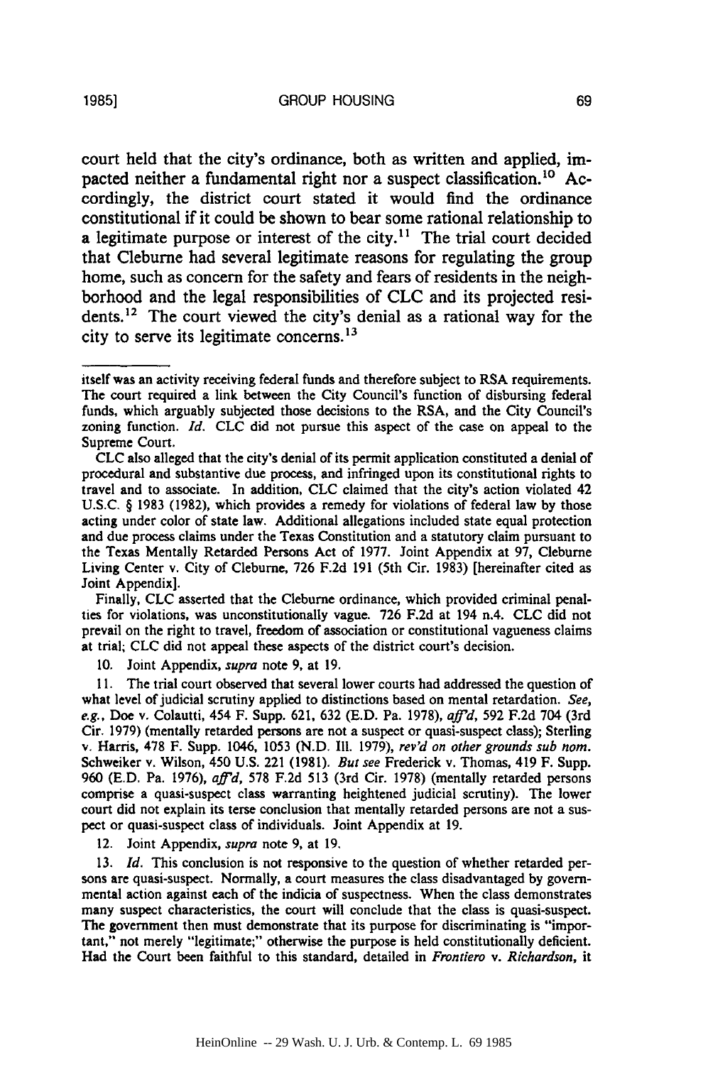court held that the city's ordinance, both as written and applied, impacted neither a fundamental right nor a suspect classification.[10] Accordingly, the district court stated it would find the ordinance constitutional if it could be shown to bear some rational relationship to a legitimate purpose or interest of the city.[11] The trial court decided that Cleburne had several legitimate reasons for regulating the group home, such as concern for the safety and fears of residents in the neighborhood and the legal responsibilities of CLC and its projected residents.[12] The court viewed the city's denial as a rational way for the city to serve its legitimate concerns.[13]

---

itself was an activity receiving federal funds and therefore subject to RSA requirements. The court required a link between the City Council's function of disbursing federal funds, which arguably subjected those decisions to the RSA, and the City Council's zoning function. *Id.* CLC did not pursue this aspect of the case on appeal to the Supreme Court.

CLC also alleged that the city's denial of its permit application constituted a denial of procedural and substantive due process, and infringed upon its constitutional rights to travel and to associate. In addition, CLC claimed that the city's action violated 42 U.S.C. § 1983 (1982), which provides a remedy for violations of federal law by those acting under color of state law. Additional allegations included state equal protection and due process claims under the Texas Constitution and a statutory claim pursuant to the Texas Mentally Retarded Persons Act of 1977. Joint Appendix at 97, Cleburne Living Center v. City of Cleburne, 726 F.2d 191 (5th Cir. 1983) [hereinafter cited as Joint Appendix].

Finally, CLC asserted that the Cleburne ordinance, which provided criminal penalties for violations, was unconstitutionally vague. 726 F.2d at 194 n.4. CLC did not prevail on the right to travel, freedom of association or constitutional vagueness claims at trial; CLC did not appeal these aspects of the district court's decision.

10. Joint Appendix, *supra* note 9, at 19.

11. The trial court observed that several lower courts had addressed the question of what level of judicial scrutiny applied to distinctions based on mental retardation. *See, e.g.*, Doe v. Colautti, 454 F. Supp. 621, 632 (E.D. Pa. 1978), *aff'd*, 592 F.2d 704 (3rd Cir. 1979) (mentally retarded persons are not a suspect or quasi-suspect class); Sterling v. Harris, 478 F. Supp. 1046, 1053 (N.D. Ill. 1979), *rev'd on other grounds sub nom.* Schweiker v. Wilson, 450 U.S. 221 (1981). *But see* Frederick v. Thomas, 419 F. Supp. 960 (E.D. Pa. 1976), *aff'd*, 578 F.2d 513 (3rd Cir. 1978) (mentally retarded persons comprise a quasi-suspect class warranting heightened judicial scrutiny). The lower court did not explain its terse conclusion that mentally retarded persons are not a suspect or quasi-suspect class of individuals. Joint Appendix at 19.

12. Joint Appendix, *supra* note 9, at 19.

13. *Id.* This conclusion is not responsive to the question of whether retarded persons are quasi-suspect. Normally, a court measures the class disadvantaged by governmental action against each of the indicia of suspectness. When the class demonstrates many suspect characteristics, the court will conclude that the class is quasi-suspect. The government then must demonstrate that its purpose for discriminating is "important," not merely "legitimate;" otherwise the purpose is held constitutionally deficient. Had the Court been faithful to this standard, detailed in *Frontiero v. Richardson*, it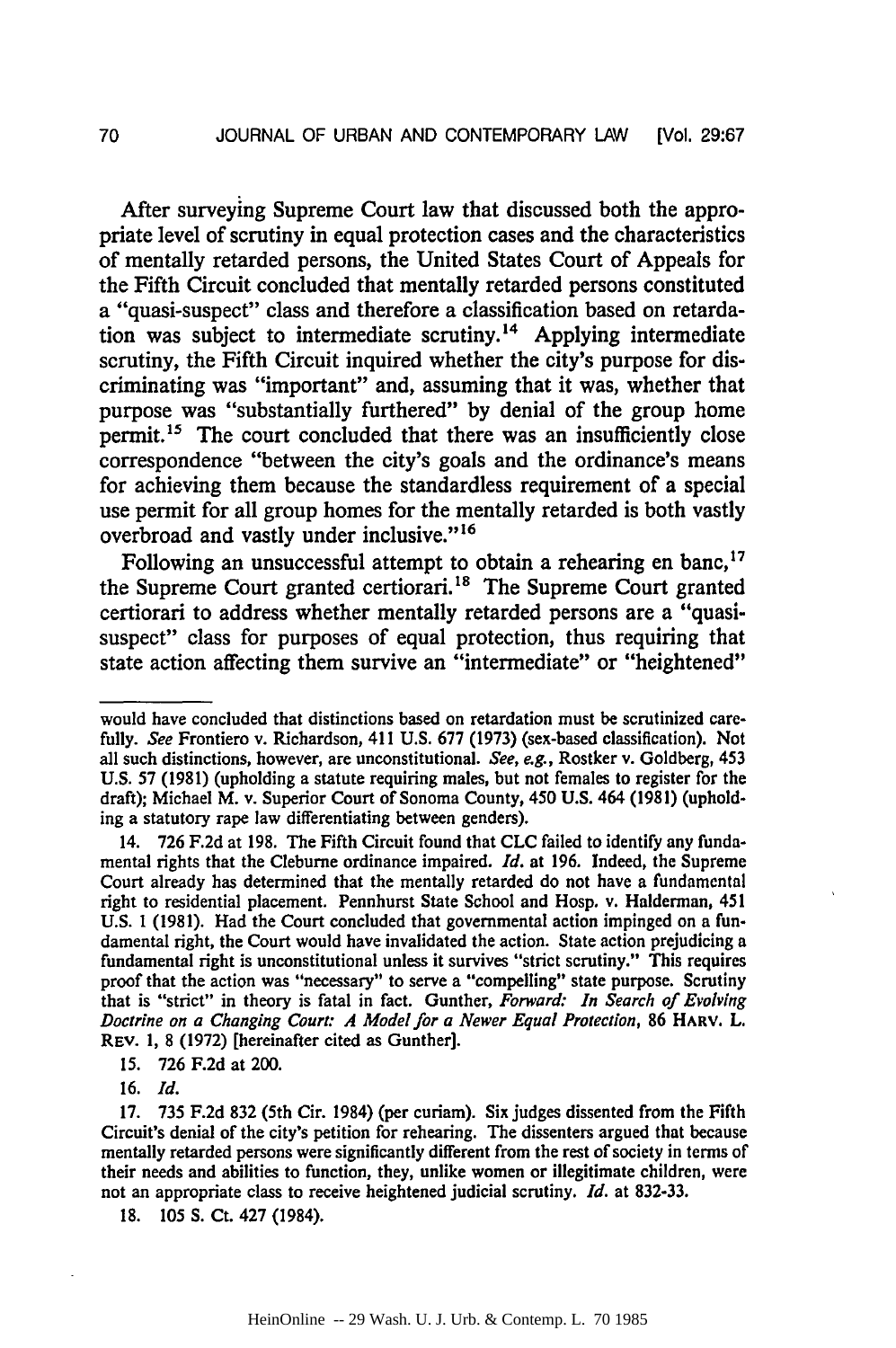After surveying Supreme Court law that discussed both the appropriate level of scrutiny in equal protection cases and the characteristics of mentally retarded persons, the United States Court of Appeals for the Fifth Circuit concluded that mentally retarded persons constituted a "quasi-suspect" class and therefore a classification based on retardation was subject to intermediate scrutiny.[14] Applying intermediate scrutiny, the Fifth Circuit inquired whether the city's purpose for discriminating was "important" and, assuming that it was, whether that purpose was "substantially furthered" by denial of the group home permit.[15] The court concluded that there was an insufficiently close correspondence "between the city's goals and the ordinance's means for achieving them because the standardless requirement of a special use permit for all group homes for the mentally retarded is both vastly overbroad and vastly under inclusive."[16]

Following an unsuccessful attempt to obtain a rehearing en banc,[17] the Supreme Court granted certiorari.[18] The Supreme Court granted certiorari to address whether mentally retarded persons are a "quasi-suspect" class for purposes of equal protection, thus requiring that state action affecting them survive an "intermediate" or "heightened"

---

would have concluded that distinctions based on retardation must be scrutinized carefully. *See* Frontiero v. Richardson, 411 U.S. 677 (1973) (sex-based classification). Not all such distinctions, however, are unconstitutional. *See, e.g.*, Rostker v. Goldberg, 453 U.S. 57 (1981) (upholding a statute requiring males, but not females to register for the draft); Michael M. v. Superior Court of Sonoma County, 450 U.S. 464 (1981) (upholding a statutory rape law differentiating between genders).

14. 726 F.2d at 198. The Fifth Circuit found that CLC failed to identify any fundamental rights that the Cleburne ordinance impaired. *Id.* at 196. Indeed, the Supreme Court already has determined that the mentally retarded do not have a fundamental right to residential placement. Pennhurst State School and Hosp. v. Halderman, 451 U.S. 1 (1981). Had the Court concluded that governmental action impinged on a fundamental right, the Court would have invalidated the action. State action prejudicing a fundamental right is unconstitutional unless it survives "strict scrutiny." This requires proof that the action was "necessary" to serve a "compelling" state purpose. Scrutiny that is "strict" in theory is fatal in fact. Gunther, *Forward: In Search of Evolving Doctrine on a Changing Court: A Model for a Newer Equal Protection*, 86 HARV. L. REV. 1, 8 (1972) [hereinafter cited as Gunther].

15. 726 F.2d at 200.

16. *Id.*

17. 735 F.2d 832 (5th Cir. 1984) (per curiam). Six judges dissented from the Fifth Circuit's denial of the city's petition for rehearing. The dissenters argued that because mentally retarded persons were significantly different from the rest of society in terms of their needs and abilities to function, they, unlike women or illegitimate children, were not an appropriate class to receive heightened judicial scrutiny. *Id.* at 832-33.

18. 105 S. Ct. 427 (1984).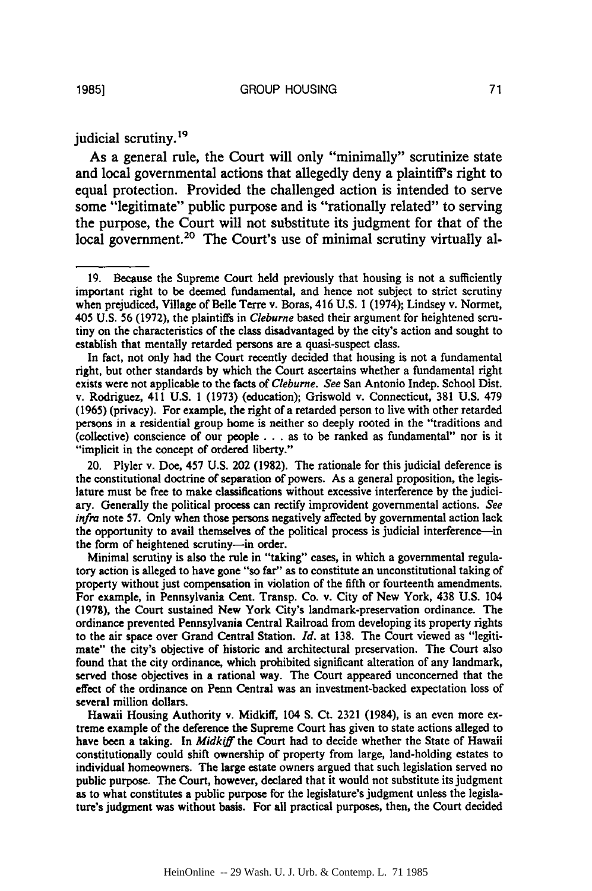judicial scrutiny.[19]

As a general rule, the Court will only "minimally" scrutinize state and local governmental actions that allegedly deny a plaintiff's right to equal protection. Provided the challenged action is intended to serve some "legitimate" public purpose and is "rationally related" to serving the purpose, the Court will not substitute its judgment for that of the local government.[20] The Court's use of minimal scrutiny virtually al-

---

19. Because the Supreme Court held previously that housing is not a sufficiently important right to be deemed fundamental, and hence not subject to strict scrutiny when prejudiced, Village of Belle Terre v. Boras, 416 U.S. 1 (1974); Lindsey v. Normet, 405 U.S. 56 (1972), the plaintiffs in *Cleburne* based their argument for heightened scrutiny on the characteristics of the class disadvantaged by the city's action and sought to establish that mentally retarded persons are a quasi-suspect class.

In fact, not only had the Court recently decided that housing is not a fundamental right, but other standards by which the Court ascertains whether a fundamental right exists were not applicable to the facts of *Cleburne*. *See* San Antonio Indep. School Dist. v. Rodriguez, 411 U.S. 1 (1973) (education); Griswold v. Connecticut, 381 U.S. 479 (1965) (privacy). For example, the right of a retarded person to live with other retarded persons in a residential group home is neither so deeply rooted in the "traditions and (collective) conscience of our people . . . as to be ranked as fundamental" nor is it "implicit in the concept of ordered liberty."

20. Plyler v. Doe, 457 U.S. 202 (1982). The rationale for this judicial deference is the constitutional doctrine of separation of powers. As a general proposition, the legislature must be free to make classifications without excessive interference by the judiciary. Generally the political process can rectify improvident governmental actions. *See infra* note 57. Only when those persons negatively affected by governmental action lack the opportunity to avail themselves of the political process is judicial interference—in the form of heightened scrutiny—in order.

Minimal scrutiny is also the rule in "taking" cases, in which a governmental regulatory action is alleged to have gone "so far" as to constitute an unconstitutional taking of property without just compensation in violation of the fifth or fourteenth amendments. For example, in Pennsylvania Cent. Transp. Co. v. City of New York, 438 U.S. 104 (1978), the Court sustained New York City's landmark-preservation ordinance. The ordinance prevented Pennsylvania Central Railroad from developing its property rights to the air space over Grand Central Station. *Id.* at 138. The Court viewed as "legitimate" the city's objective of historic and architectural preservation. The Court also found that the city ordinance, which prohibited significant alteration of any landmark, served those objectives in a rational way. The Court appeared unconcerned that the effect of the ordinance on Penn Central was an investment-backed expectation loss of several million dollars.

Hawaii Housing Authority v. Midkiff, 104 S. Ct. 2321 (1984), is an even more extreme example of the deference the Supreme Court has given to state actions alleged to have been a taking. In *Midkiff* the Court had to decide whether the State of Hawaii constitutionally could shift ownership of property from large, land-holding estates to individual homeowners. The large estate owners argued that such legislation served no public purpose. The Court, however, declared that it would not substitute its judgment as to what constitutes a public purpose for the legislature's judgment unless the legislature's judgment was without basis. For all practical purposes, then, the Court decided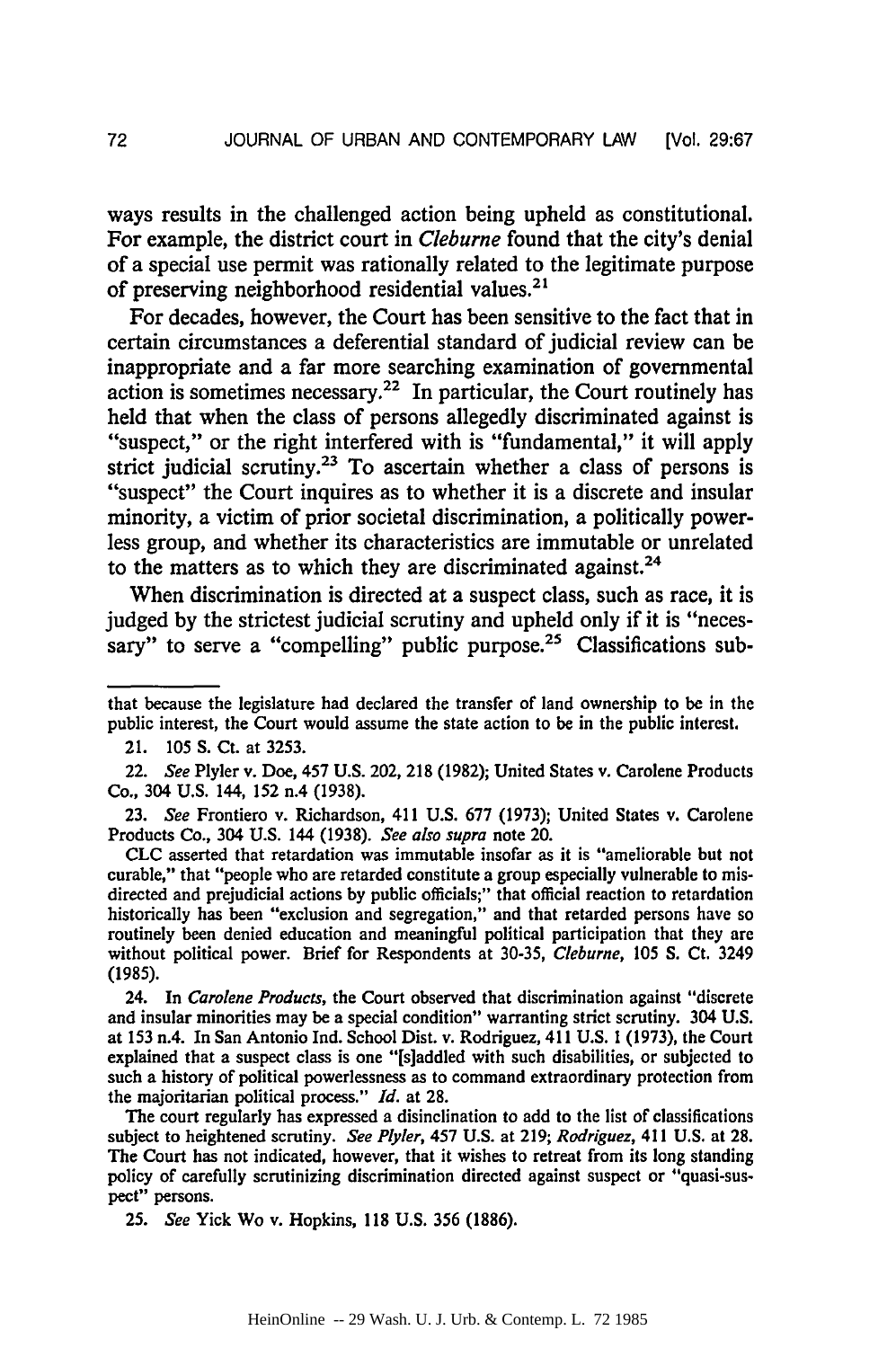ways results in the challenged action being upheld as constitutional. For example, the district court in *Cleburne* found that the city's denial of a special use permit was rationally related to the legitimate purpose of preserving neighborhood residential values.[21]

For decades, however, the Court has been sensitive to the fact that in certain circumstances a deferential standard of judicial review can be inappropriate and a far more searching examination of governmental action is sometimes necessary.[22] In particular, the Court routinely has held that when the class of persons allegedly discriminated against is "suspect," or the right interfered with is "fundamental," it will apply strict judicial scrutiny.[23] To ascertain whether a class of persons is "suspect" the Court inquires as to whether it is a discrete and insular minority, a victim of prior societal discrimination, a politically powerless group, and whether its characteristics are immutable or unrelated to the matters as to which they are discriminated against.[24]

When discrimination is directed at a suspect class, such as race, it is judged by the strictest judicial scrutiny and upheld only if it is "necessary" to serve a "compelling" public purpose.[25] Classifications sub-

---

that because the legislature had declared the transfer of land ownership to be in the public interest, the Court would assume the state action to be in the public interest.

21. 105 S. Ct. at 3253.

22. *See* Plyler v. Doe, 457 U.S. 202, 218 (1982); United States v. Carolene Products Co., 304 U.S. 144, 152 n.4 (1938).

23. *See* Frontiero v. Richardson, 411 U.S. 677 (1973); United States v. Carolene Products Co., 304 U.S. 144 (1938). *See also supra* note 20.

CLC asserted that retardation was immutable insofar as it is "ameliorable but not curable," that "people who are retarded constitute a group especially vulnerable to misdirected and prejudicial actions by public officials;" that official reaction to retardation historically has been "exclusion and segregation," and that retarded persons have so routinely been denied education and meaningful political participation that they are without political power. Brief for Respondents at 30-35, *Cleburne*, 105 S. Ct. 3249 (1985).

24. In *Carolene Products*, the Court observed that discrimination against "discrete and insular minorities may be a special condition" warranting strict scrutiny. 304 U.S. at 153 n.4. In San Antonio Ind. School Dist. v. Rodriguez, 411 U.S. 1 (1973), the Court explained that a suspect class is one "[s]addled with such disabilities, or subjected to such a history of political powerlessness as to command extraordinary protection from the majoritarian political process." *Id.* at 28.

The court regularly has expressed a disinclination to add to the list of classifications subject to heightened scrutiny. *See Plyler*, 457 U.S. at 219; *Rodriguez*, 411 U.S. at 28. The Court has not indicated, however, that it wishes to retreat from its long standing policy of carefully scrutinizing discrimination directed against suspect or "quasi-suspect" persons.

25. *See* Yick Wo v. Hopkins, 118 U.S. 356 (1886).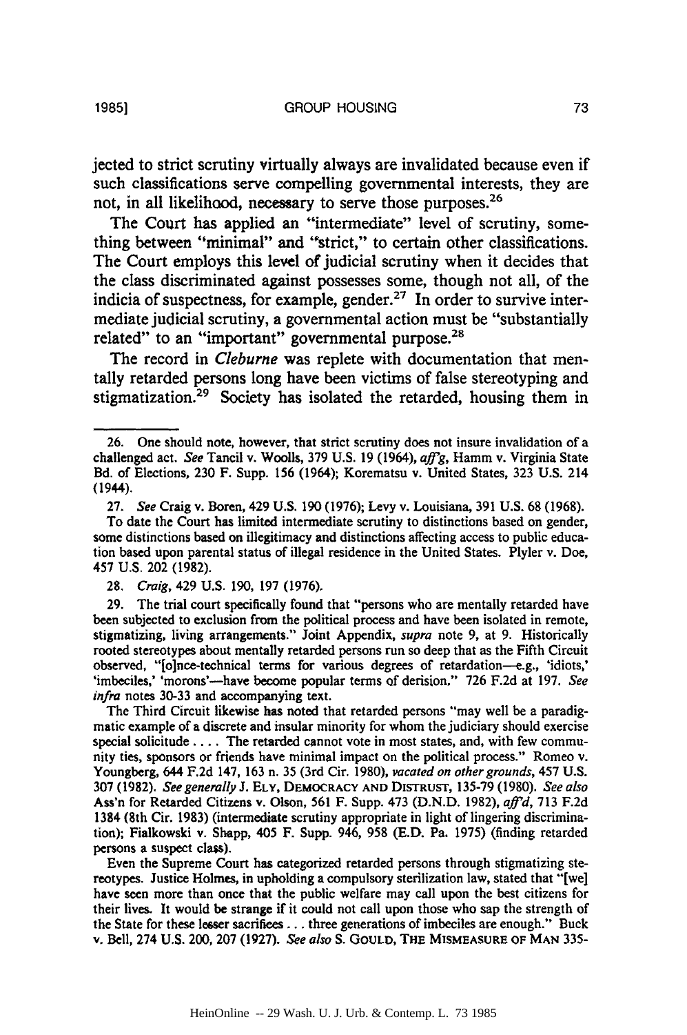jected to strict scrutiny virtually always are invalidated because even if such classifications serve compelling governmental interests, they are not, in all likelihood, necessary to serve those purposes.[26]

The Court has applied an "intermediate" level of scrutiny, something between "minimal" and "strict," to certain other classifications. The Court employs this level of judicial scrutiny when it decides that the class discriminated against possesses some, though not all, of the indicia of suspectness, for example, gender.[27] In order to survive intermediate judicial scrutiny, a governmental action must be "substantially related" to an "important" governmental purpose.[28]

The record in *Cleburne* was replete with documentation that mentally retarded persons long have been victims of false stereotyping and stigmatization.[29] Society has isolated the retarded, housing them in

---

26. One should note, however, that strict scrutiny does not insure invalidation of a challenged act. *See* Tancil v. Woolls, 379 U.S. 19 (1964), *aff'g*, Hamm v. Virginia State Bd. of Elections, 230 F. Supp. 156 (1964); Korematsu v. United States, 323 U.S. 214 (1944).

27. *See* Craig v. Boren, 429 U.S. 190 (1976); Levy v. Louisiana, 391 U.S. 68 (1968).

To date the Court has limited intermediate scrutiny to distinctions based on gender, some distinctions based on illegitimacy and distinctions affecting access to public education based upon parental status of illegal residence in the United States. Plyler v. Doe, 457 U.S. 202 (1982).

28. *Craig*, 429 U.S. 190, 197 (1976).

29. The trial court specifically found that "persons who are mentally retarded have been subjected to exclusion from the political process and have been isolated in remote, stigmatizing, living arrangements." Joint Appendix, *supra* note 9, at 9. Historically rooted stereotypes about mentally retarded persons run so deep that as the Fifth Circuit observed, "[o]nce-technical terms for various degrees of retardation—e.g., 'idiots,' 'imbeciles,' 'morons'—have become popular terms of derision." 726 F.2d at 197. *See infra* notes 30-33 and accompanying text.

The Third Circuit likewise has noted that retarded persons "may well be a paradigmatic example of a discrete and insular minority for whom the judiciary should exercise special solicitude . . . . The retarded cannot vote in most states, and, with few community ties, sponsors or friends have minimal impact on the political process." Romeo v. Youngberg, 644 F.2d 147, 163 n. 35 (3rd Cir. 1980), *vacated on other grounds*, 457 U.S. 307 (1982). *See generally* J. Ely, Democracy and Distrust, 135-79 (1980). *See also* Ass'n for Retarded Citizens v. Olson, 561 F. Supp. 473 (D.N.D. 1982), *aff'd*, 713 F.2d 1384 (8th Cir. 1983) (intermediate scrutiny appropriate in light of lingering discrimination); Fialkowski v. Shapp, 405 F. Supp. 946, 958 (E.D. Pa. 1975) (finding retarded persons a suspect class).

Even the Supreme Court has categorized retarded persons through stigmatizing stereotypes. Justice Holmes, in upholding a compulsory sterilization law, stated that "[we] have seen more than once that the public welfare may call upon the best citizens for their lives. It would be strange if it could not call upon those who sap the strength of the State for these lesser sacrifices . . . three generations of imbeciles are enough." Buck v. Bell, 274 U.S. 200, 207 (1927). *See also* S. Gould, The Mismeasure of Man 335-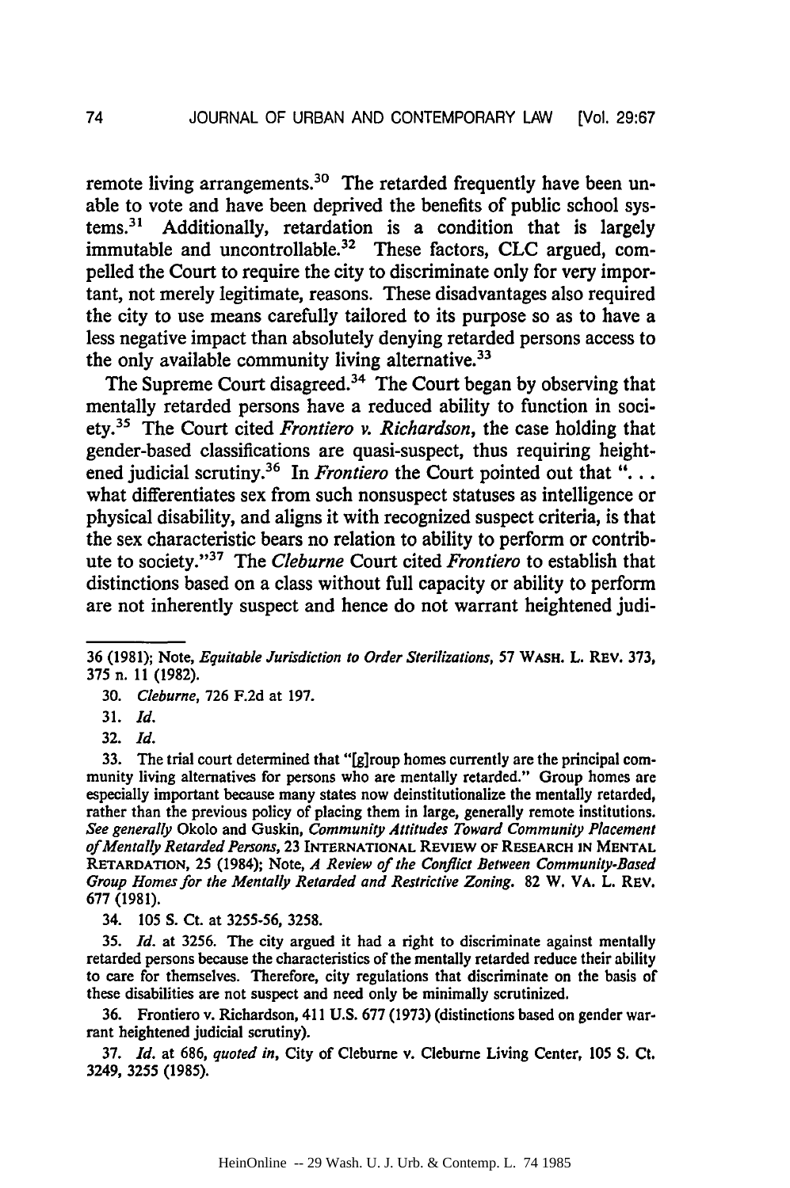remote living arrangements.[30] The retarded frequently have been unable to vote and have been deprived the benefits of public school systems.[31] Additionally, retardation is a condition that is largely immutable and uncontrollable.[32] These factors, CLC argued, compelled the Court to require the city to discriminate only for very important, not merely legitimate, reasons. These disadvantages also required the city to use means carefully tailored to its purpose so as to have a less negative impact than absolutely denying retarded persons access to the only available community living alternative.[33]

The Supreme Court disagreed.[34] The Court began by observing that mentally retarded persons have a reduced ability to function in society.[35] The Court cited *Frontiero v. Richardson*, the case holding that gender-based classifications are quasi-suspect, thus requiring heightened judicial scrutiny.[36] In *Frontiero* the Court pointed out that ". . . what differentiates sex from such nonsuspect statuses as intelligence or physical disability, and aligns it with recognized suspect criteria, is that the sex characteristic bears no relation to ability to perform or contribute to society."[37] The *Cleburne* Court cited *Frontiero* to establish that distinctions based on a class without full capacity or ability to perform are not inherently suspect and hence do not warrant heightened judi-

---

36 (1981); Note, *Equitable Jurisdiction to Order Sterilizations*, 57 WASH. L. REV. 373, 375 n. 11 (1982).

30. *Cleburne*, 726 F.2d at 197.

31. *Id.*

32. *Id.*

33. The trial court determined that "[g]roup homes currently are the principal community living alternatives for persons who are mentally retarded." Group homes are especially important because many states now deinstitutionalize the mentally retarded, rather than the previous policy of placing them in large, generally remote institutions. *See generally* Okolo and Guskin, *Community Attitudes Toward Community Placement of Mentally Retarded Persons*, 23 INTERNATIONAL REVIEW OF RESEARCH IN MENTAL RETARDATION, 25 (1984); Note, *A Review of the Conflict Between Community-Based Group Homes for the Mentally Retarded and Restrictive Zoning*. 82 W. VA. L. REV. 677 (1981).

34. 105 S. Ct. at 3255-56, 3258.

35. *Id.* at 3256. The city argued it had a right to discriminate against mentally retarded persons because the characteristics of the mentally retarded reduce their ability to care for themselves. Therefore, city regulations that discriminate on the basis of these disabilities are not suspect and need only be minimally scrutinized.

36. Frontiero v. Richardson, 411 U.S. 677 (1973) (distinctions based on gender warrant heightened judicial scrutiny).

37. *Id.* at 686, *quoted in*, City of Cleburne v. Cleburne Living Center, 105 S. Ct. 3249, 3255 (1985).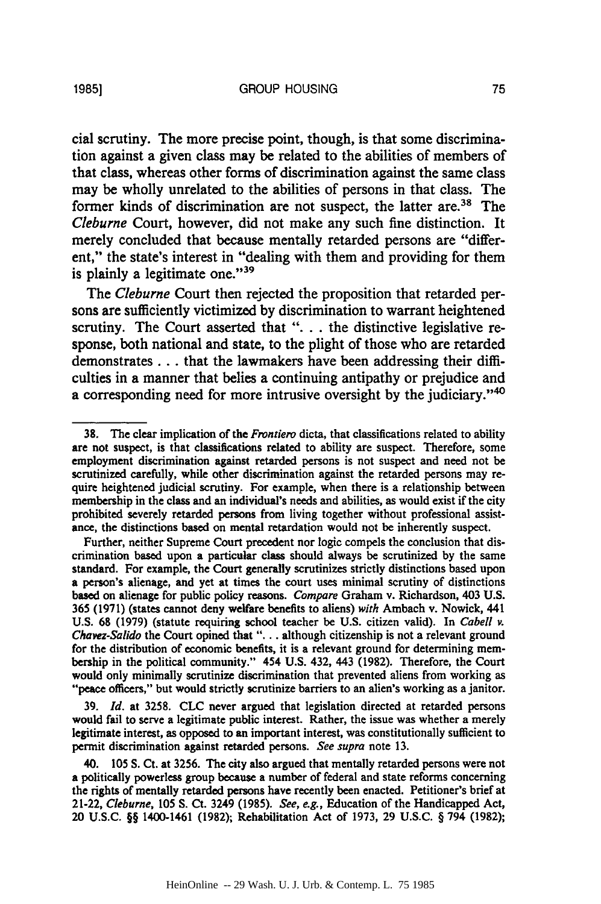cial scrutiny. The more precise point, though, is that some discrimination against a given class may be related to the abilities of members of that class, whereas other forms of discrimination against the same class may be wholly unrelated to the abilities of persons in that class. The former kinds of discrimination are not suspect, the latter are.[38] The *Cleburne* Court, however, did not make any such fine distinction. It merely concluded that because mentally retarded persons are "different," the state's interest in "dealing with them and providing for them is plainly a legitimate one."[39]

The *Cleburne* Court then rejected the proposition that retarded persons are sufficiently victimized by discrimination to warrant heightened scrutiny. The Court asserted that ". . . the distinctive legislative response, both national and state, to the plight of those who are retarded demonstrates . . . that the lawmakers have been addressing their difficulties in a manner that belies a continuing antipathy or prejudice and a corresponding need for more intrusive oversight by the judiciary."[40]

---

38. The clear implication of the *Frontiero* dicta, that classifications related to ability are not suspect, is that classifications related to ability are suspect. Therefore, some employment discrimination against retarded persons is not suspect and need not be scrutinized carefully, while other discrimination against the retarded persons may require heightened judicial scrutiny. For example, when there is a relationship between membership in the class and an individual's needs and abilities, as would exist if the city prohibited severely retarded persons from living together without professional assistance, the distinctions based on mental retardation would not be inherently suspect.

Further, neither Supreme Court precedent nor logic compels the conclusion that discrimination based upon a particular class should always be scrutinized by the same standard. For example, the Court generally scrutinizes strictly distinctions based upon a person's alienage, and yet at times the court uses minimal scrutiny of distinctions based on alienage for public policy reasons. *Compare* Graham v. Richardson, 403 U.S. 365 (1971) (states cannot deny welfare benefits to aliens) *with* Ambach v. Nowick, 441 U.S. 68 (1979) (statute requiring school teacher be U.S. citizen valid). In *Cabell v. Chavez-Salido* the Court opined that ". . . although citizenship is not a relevant ground for the distribution of economic benefits, it is a relevant ground for determining membership in the political community." 454 U.S. 432, 443 (1982). Therefore, the Court would only minimally scrutinize discrimination that prevented aliens from working as "peace officers," but would strictly scrutinize barriers to an alien's working as a janitor.

39. *Id.* at 3258. CLC never argued that legislation directed at retarded persons would fail to serve a legitimate public interest. Rather, the issue was whether a merely legitimate interest, as opposed to an important interest, was constitutionally sufficient to permit discrimination against retarded persons. *See supra* note 13.

40. 105 S. Ct. at 3256. The city also argued that mentally retarded persons were not a politically powerless group because a number of federal and state reforms concerning the rights of mentally retarded persons have recently been enacted. Petitioner's brief at 21-22, *Cleburne*, 105 S. Ct. 3249 (1985). *See, e.g.*, Education of the Handicapped Act, 20 U.S.C. §§ 1400-1461 (1982); Rehabilitation Act of 1973, 29 U.S.C. § 794 (1982);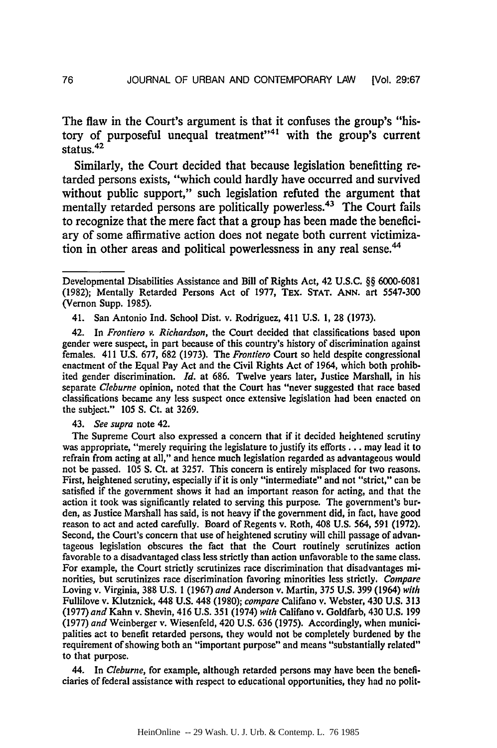The flaw in the Court's argument is that it confuses the group's "history of purposeful unequal treatment"[41] with the group's current status.[42]

Similarly, the Court decided that because legislation benefitting retarded persons exists, "which could hardly have occurred and survived without public support," such legislation refuted the argument that mentally retarded persons are politically powerless.[43] The Court fails to recognize that the mere fact that a group has been made the beneficiary of some affirmative action does not negate both current victimization in other areas and political powerlessness in any real sense.[44]

---

Developmental Disabilities Assistance and Bill of Rights Act, 42 U.S.C. §§ 6000-6081 (1982); Mentally Retarded Persons Act of 1977, TEX. STAT. ANN. art 5547-300 (Vernon Supp. 1985).

41. San Antonio Ind. School Dist. v. Rodriguez, 411 U.S. 1, 28 (1973).

42. In *Frontiero v. Richardson*, the Court decided that classifications based upon gender were suspect, in part because of this country's history of discrimination against females. 411 U.S. 677, 682 (1973). The *Frontiero* Court so held despite congressional enactment of the Equal Pay Act and the Civil Rights Act of 1964, which both prohibited gender discrimination. *Id.* at 686. Twelve years later, Justice Marshall, in his separate *Cleburne* opinion, noted that the Court has "never suggested that race based classifications became any less suspect once extensive legislation had been enacted on the subject." 105 S. Ct. at 3269.

43. *See supra* note 42.

The Supreme Court also expressed a concern that if it decided heightened scrutiny was appropriate, "merely requiring the legislature to justify its efforts . . . may lead it to refrain from acting at all," and hence much legislation regarded as advantageous would not be passed. 105 S. Ct. at 3257. This concern is entirely misplaced for two reasons. First, heightened scrutiny, especially if it is only "intermediate" and not "strict," can be satisfied if the government shows it had an important reason for acting, and that the action it took was significantly related to serving this purpose. The government's burden, as Justice Marshall has said, is not heavy if the government did, in fact, have good reason to act and acted carefully. Board of Regents v. Roth, 408 U.S. 564, 591 (1972). Second, the Court's concern that use of heightened scrutiny will chill passage of advantageous legislation obscures the fact that the Court routinely scrutinizes action favorable to a disadvantaged class less strictly than action unfavorable to the same class. For example, the Court strictly scrutinizes race discrimination that disadvantages minorities, but scrutinizes race discrimination favoring minorities less strictly. *Compare* Loving v. Virginia, 388 U.S. 1 (1967) *and* Anderson v. Martin, 375 U.S. 399 (1964) *with* Fullilove v. Klutznick, 448 U.S. 448 (1980); *compare* Califano v. Webster, 430 U.S. 313 (1977) *and* Kahn v. Shevin, 416 U.S. 351 (1974) *with* Califano v. Goldfarb, 430 U.S. 199 (1977) *and* Weinberger v. Wiesenfeld, 420 U.S. 636 (1975). Accordingly, when municipalities act to benefit retarded persons, they would not be completely burdened by the requirement of showing both an "important purpose" and means "substantially related" to that purpose.

44. In *Cleburne*, for example, although retarded persons may have been the beneficiaries of federal assistance with respect to educational opportunities, they had no polit-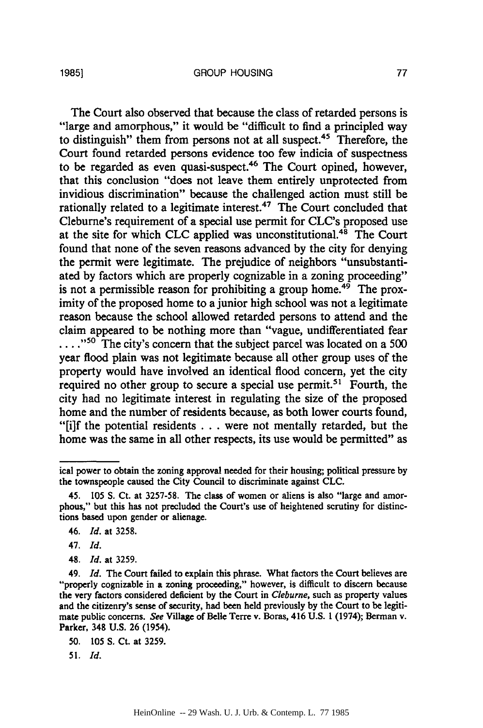The Court also observed that because the class of retarded persons is "large and amorphous," it would be "difficult to find a principled way to distinguish" them from persons not at all suspect.[45] Therefore, the Court found retarded persons evidence too few indicia of suspectness to be regarded as even quasi-suspect.[46] The Court opined, however, that this conclusion "does not leave them entirely unprotected from invidious discrimination" because the challenged action must still be rationally related to a legitimate interest.[47] The Court concluded that Cleburne's requirement of a special use permit for CLC's proposed use at the site for which CLC applied was unconstitutional.[48] The Court found that none of the seven reasons advanced by the city for denying the permit were legitimate. The prejudice of neighbors "unsubstantiated by factors which are properly cognizable in a zoning proceeding" is not a permissible reason for prohibiting a group home.[49] The proximity of the proposed home to a junior high school was not a legitimate reason because the school allowed retarded persons to attend and the claim appeared to be nothing more than "vague, undifferentiated fear . . . ."[50] The city's concern that the subject parcel was located on a 500 year flood plain was not legitimate because all other group uses of the property would have involved an identical flood concern, yet the city required no other group to secure a special use permit.[51] Fourth, the city had no legitimate interest in regulating the size of the proposed home and the number of residents because, as both lower courts found, "[i]f the potential residents . . . were not mentally retarded, but the home was the same in all other respects, its use would be permitted" as

---

ical power to obtain the zoning approval needed for their housing; political pressure by the townspeople caused the City Council to discriminate against CLC.

45. 105 S. Ct. at 3257-58. The class of women or aliens is also "large and amorphous," but this has not precluded the Court's use of heightened scrutiny for distinctions based upon gender or alienage.

46. *Id.* at 3258.

47. *Id.*

48. *Id.* at 3259.

49. *Id.* The Court failed to explain this phrase. What factors the Court believes are "properly cognizable in a zoning proceeding," however, is difficult to discern because the very factors considered deficient by the Court in *Cleburne*, such as property values and the citizenry's sense of security, had been held previously by the Court to be legitimate public concerns. *See* Village of Belle Terre v. Boras, 416 U.S. 1 (1974); Berman v. Parker, 348 U.S. 26 (1954).

50. 105 S. Ct. at 3259.

51. *Id.*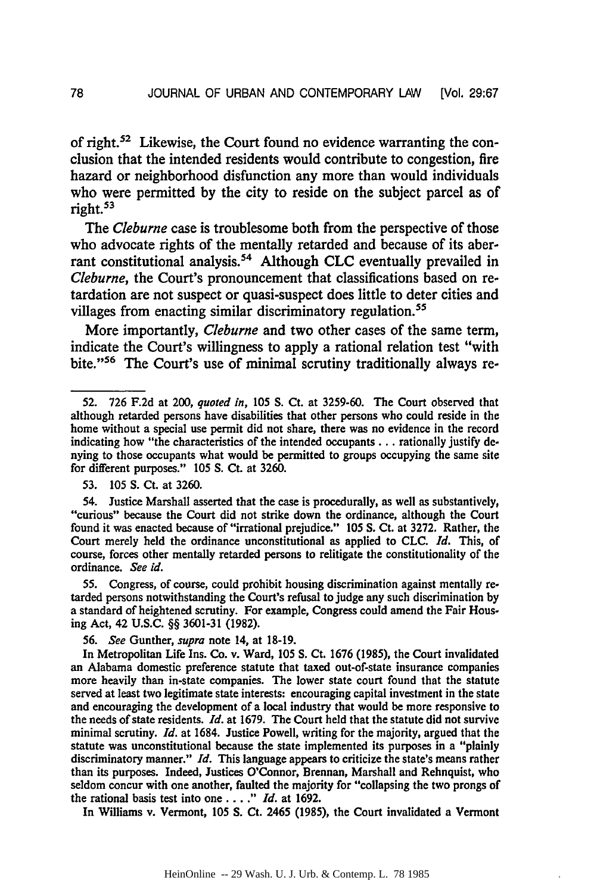of right.[52] Likewise, the Court found no evidence warranting the conclusion that the intended residents would contribute to congestion, fire hazard or neighborhood disfunction any more than would individuals who were permitted by the city to reside on the subject parcel as of right.[53]

The *Cleburne* case is troublesome both from the perspective of those who advocate rights of the mentally retarded and because of its aberrant constitutional analysis.[54] Although CLC eventually prevailed in *Cleburne*, the Court's pronouncement that classifications based on retardation are not suspect or quasi-suspect does little to deter cities and villages from enacting similar discriminatory regulation.[55]

More importantly, *Cleburne* and two other cases of the same term, indicate the Court's willingness to apply a rational relation test "with bite."[56] The Court's use of minimal scrutiny traditionally always re-

---

52. 726 F.2d at 200, *quoted in*, 105 S. Ct. at 3259-60. The Court observed that although retarded persons have disabilities that other persons who could reside in the home without a special use permit did not share, there was no evidence in the record indicating how "the characteristics of the intended occupants . . . rationally justify denying to those occupants what would be permitted to groups occupying the same site for different purposes." 105 S. Ct. at 3260.

53. 105 S. Ct. at 3260.

54. Justice Marshall asserted that the case is procedurally, as well as substantively, "curious" because the Court did not strike down the ordinance, although the Court found it was enacted because of "irrational prejudice." 105 S. Ct. at 3272. Rather, the Court merely held the ordinance unconstitutional as applied to CLC. *Id.* This, of course, forces other mentally retarded persons to relitigate the constitutionality of the ordinance. *See id.*

55. Congress, of course, could prohibit housing discrimination against mentally retarded persons notwithstanding the Court's refusal to judge any such discrimination by a standard of heightened scrutiny. For example, Congress could amend the Fair Housing Act, 42 U.S.C. §§ 3601-31 (1982).

56. *See* Gunther, *supra* note 14, at 18-19.

In Metropolitan Life Ins. Co. v. Ward, 105 S. Ct. 1676 (1985), the Court invalidated an Alabama domestic preference statute that taxed out-of-state insurance companies more heavily than in-state companies. The lower state court found that the statute served at least two legitimate state interests: encouraging capital investment in the state and encouraging the development of a local industry that would be more responsive to the needs of state residents. *Id.* at 1679. The Court held that the statute did not survive minimal scrutiny. *Id.* at 1684. Justice Powell, writing for the majority, argued that the statute was unconstitutional because the state implemented its purposes in a "plainly discriminatory manner." *Id.* This language appears to criticize the state's means rather than its purposes. Indeed, Justices O'Connor, Brennan, Marshall and Rehnquist, who seldom concur with one another, faulted the majority for "collapsing the two prongs of the rational basis test into one . . . ." *Id.* at 1692.

In Williams v. Vermont, 105 S. Ct. 2465 (1985), the Court invalidated a Vermont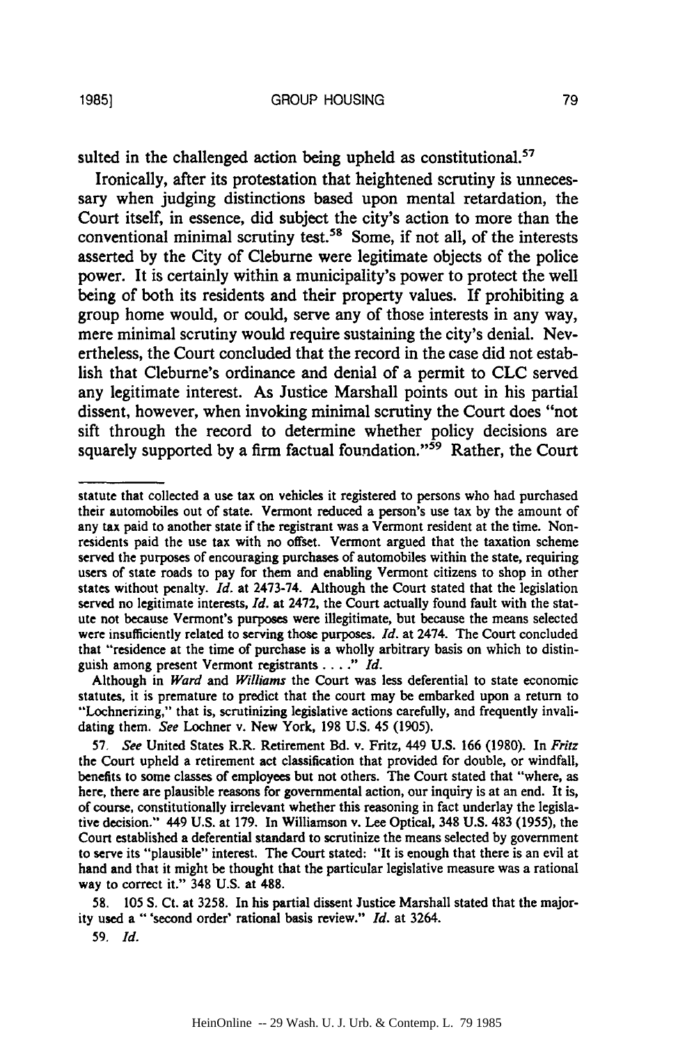sulted in the challenged action being upheld as constitutional.[57]

Ironically, after its protestation that heightened scrutiny is unnecessary when judging distinctions based upon mental retardation, the Court itself, in essence, did subject the city's action to more than the conventional minimal scrutiny test.[58] Some, if not all, of the interests asserted by the City of Cleburne were legitimate objects of the police power. It is certainly within a municipality's power to protect the well being of both its residents and their property values. If prohibiting a group home would, or could, serve any of those interests in any way, mere minimal scrutiny would require sustaining the city's denial. Nevertheless, the Court concluded that the record in the case did not establish that Cleburne's ordinance and denial of a permit to CLC served any legitimate interest. As Justice Marshall points out in his partial dissent, however, when invoking minimal scrutiny the Court does "not sift through the record to determine whether policy decisions are squarely supported by a firm factual foundation."[59] Rather, the Court

---

statute that collected a use tax on vehicles it registered to persons who had purchased their automobiles out of state. Vermont reduced a person's use tax by the amount of any tax paid to another state if the registrant was a Vermont resident at the time. Nonresidents paid the use tax with no offset. Vermont argued that the taxation scheme served the purposes of encouraging purchases of automobiles within the state, requiring users of state roads to pay for them and enabling Vermont citizens to shop in other states without penalty. *Id.* at 2473-74. Although the Court stated that the legislation served no legitimate interests, *Id.* at 2472, the Court actually found fault with the statute not because Vermont's purposes were illegitimate, but because the means selected were insufficiently related to serving those purposes. *Id.* at 2474. The Court concluded that "residence at the time of purchase is a wholly arbitrary basis on which to distinguish among present Vermont registrants . . . ." *Id.*

Although in *Ward* and *Williams* the Court was less deferential to state economic statutes, it is premature to predict that the court may be embarked upon a return to "Lochnerizing," that is, scrutinizing legislative actions carefully, and frequently invalidating them. *See* Lochner v. New York, 198 U.S. 45 (1905).

57. *See* United States R.R. Retirement Bd. v. Fritz, 449 U.S. 166 (1980). In *Fritz* the Court upheld a retirement act classification that provided for double, or windfall, benefits to some classes of employees but not others. The Court stated that "where, as here, there are plausible reasons for governmental action, our inquiry is at an end. It is, of course, constitutionally irrelevant whether this reasoning in fact underlay the legislative decision." 449 U.S. at 179. In Williamson v. Lee Optical, 348 U.S. 483 (1955), the Court established a deferential standard to scrutinize the means selected by government to serve its "plausible" interest. The Court stated: "It is enough that there is an evil at hand and that it might be thought that the particular legislative measure was a rational way to correct it." 348 U.S. at 488.

58. 105 S. Ct. at 3258. In his partial dissent Justice Marshall stated that the majority used a " 'second order' rational basis review." *Id.* at 3264.

59. *Id.*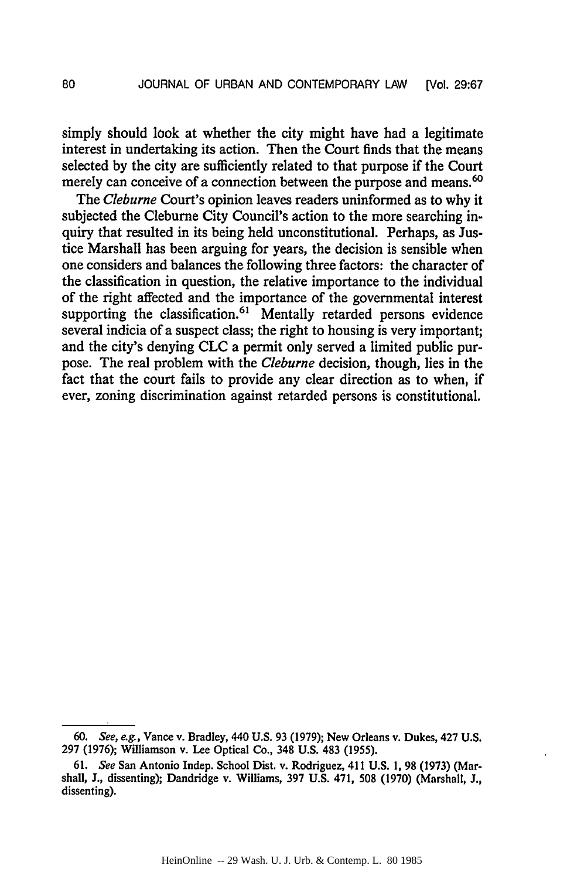simply should look at whether the city might have had a legitimate interest in undertaking its action. Then the Court finds that the means selected by the city are sufficiently related to that purpose if the Court merely can conceive of a connection between the purpose and means.[60]

The *Cleburne* Court's opinion leaves readers uninformed as to why it subjected the Cleburne City Council's action to the more searching inquiry that resulted in its being held unconstitutional. Perhaps, as Justice Marshall has been arguing for years, the decision is sensible when one considers and balances the following three factors: the character of the classification in question, the relative importance to the individual of the right affected and the importance of the governmental interest supporting the classification.[61] Mentally retarded persons evidence several indicia of a suspect class; the right to housing is very important; and the city's denying CLC a permit only served a limited public purpose. The real problem with the *Cleburne* decision, though, lies in the fact that the court fails to provide any clear direction as to when, if ever, zoning discrimination against retarded persons is constitutional.

---

60. *See, e.g.*, Vance v. Bradley, 440 U.S. 93 (1979); New Orleans v. Dukes, 427 U.S. 297 (1976); Williamson v. Lee Optical Co., 348 U.S. 483 (1955).

61. *See* San Antonio Indep. School Dist. v. Rodriguez, 411 U.S. 1, 98 (1973) (Marshall, J., dissenting); Dandridge v. Williams, 397 U.S. 471, 508 (1970) (Marshall, J., dissenting).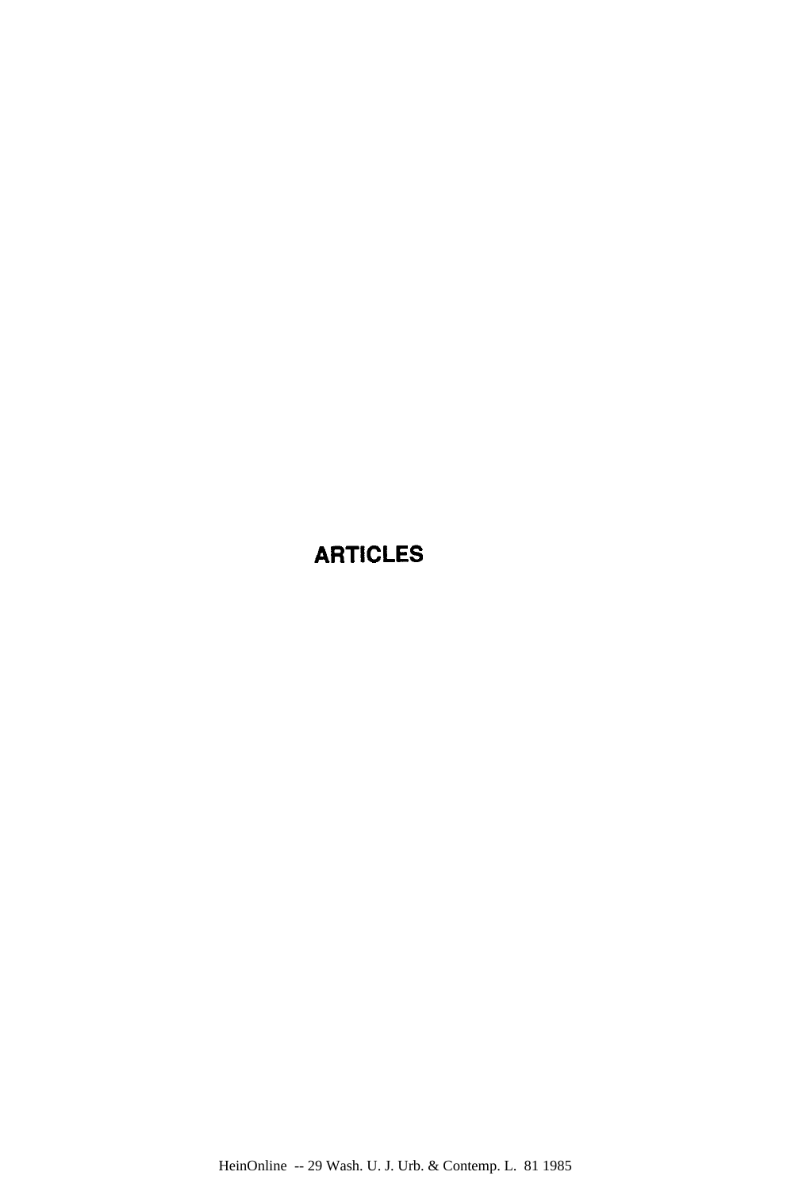# ARTICLES